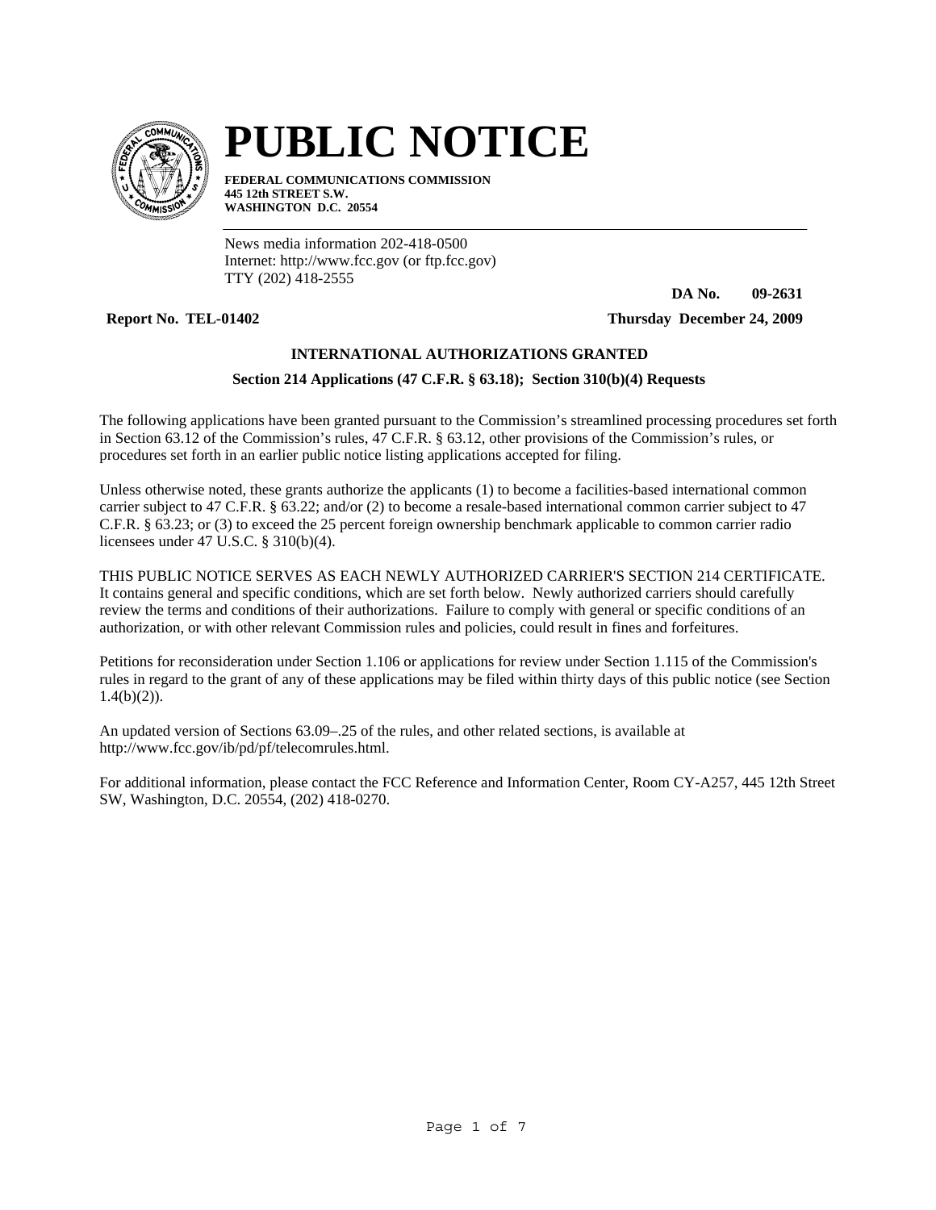# PUBLIC NOTICE

**FEDERAL COMMUNICATIONS COMMISSION**
**445 12th STREET S.W.**
**WASHINGTON D.C. 20554**

News media information 202-418-0500
Internet: http://www.fcc.gov (or ftp.fcc.gov)
TTY (202) 418-2555

**DA No. 09-2631**

**Report No. TEL-01402** **Thursday December 24, 2009**

### INTERNATIONAL AUTHORIZATIONS GRANTED

#### Section 214 Applications (47 C.F.R. § 63.18); Section 310(b)(4) Requests

The following applications have been granted pursuant to the Commission's streamlined processing procedures set forth in Section 63.12 of the Commission's rules, 47 C.F.R. § 63.12, other provisions of the Commission's rules, or procedures set forth in an earlier public notice listing applications accepted for filing.

Unless otherwise noted, these grants authorize the applicants (1) to become a facilities-based international common carrier subject to 47 C.F.R. § 63.22; and/or (2) to become a resale-based international common carrier subject to 47 C.F.R. § 63.23; or (3) to exceed the 25 percent foreign ownership benchmark applicable to common carrier radio licensees under 47 U.S.C. § 310(b)(4).

THIS PUBLIC NOTICE SERVES AS EACH NEWLY AUTHORIZED CARRIER'S SECTION 214 CERTIFICATE. It contains general and specific conditions, which are set forth below. Newly authorized carriers should carefully review the terms and conditions of their authorizations. Failure to comply with general or specific conditions of an authorization, or with other relevant Commission rules and policies, could result in fines and forfeitures.

Petitions for reconsideration under Section 1.106 or applications for review under Section 1.115 of the Commission's rules in regard to the grant of any of these applications may be filed within thirty days of this public notice (see Section 1.4(b)(2)).

An updated version of Sections 63.09–.25 of the rules, and other related sections, is available at http://www.fcc.gov/ib/pd/pf/telecomrules.html.

For additional information, please contact the FCC Reference and Information Center, Room CY-A257, 445 12th Street SW, Washington, D.C. 20554, (202) 418-0270.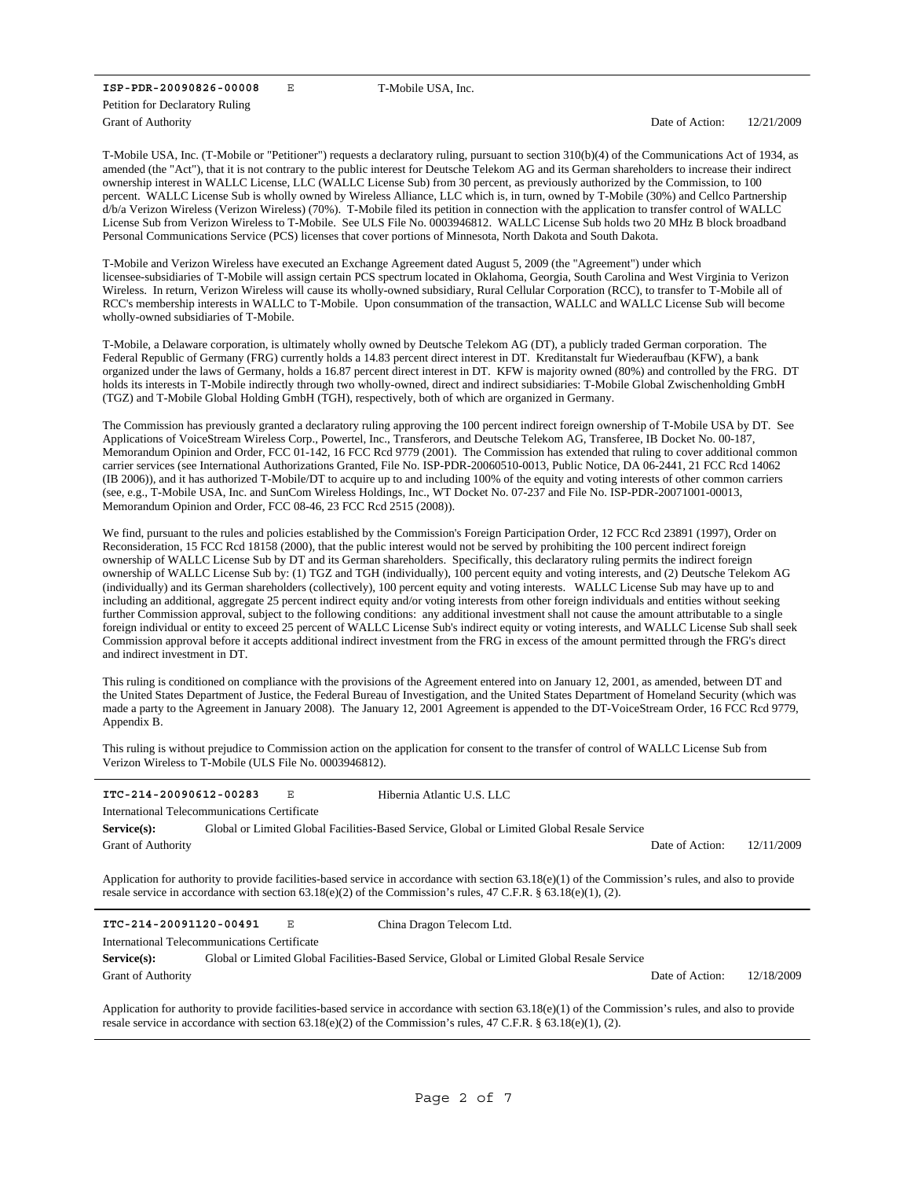**ISP-PDR-20090826-00008** E T-Mobile USA, Inc.

Petition for Declaratory Ruling

Grant of Authority Date of Action: 12/21/2009

T-Mobile USA, Inc. (T-Mobile or "Petitioner") requests a declaratory ruling, pursuant to section 310(b)(4) of the Communications Act of 1934, as amended (the "Act"), that it is not contrary to the public interest for Deutsche Telekom AG and its German shareholders to increase their indirect ownership interest in WALLC License, LLC (WALLC License Sub) from 30 percent, as previously authorized by the Commission, to 100 percent. WALLC License Sub is wholly owned by Wireless Alliance, LLC which is, in turn, owned by T-Mobile (30%) and Cellco Partnership d/b/a Verizon Wireless (Verizon Wireless) (70%). T-Mobile filed its petition in connection with the application to transfer control of WALLC License Sub from Verizon Wireless to T-Mobile. See ULS File No. 0003946812. WALLC License Sub holds two 20 MHz B block broadband Personal Communications Service (PCS) licenses that cover portions of Minnesota, North Dakota and South Dakota.

T-Mobile and Verizon Wireless have executed an Exchange Agreement dated August 5, 2009 (the "Agreement") under which licensee-subsidiaries of T-Mobile will assign certain PCS spectrum located in Oklahoma, Georgia, South Carolina and West Virginia to Verizon Wireless. In return, Verizon Wireless will cause its wholly-owned subsidiary, Rural Cellular Corporation (RCC), to transfer to T-Mobile all of RCC's membership interests in WALLC to T-Mobile. Upon consummation of the transaction, WALLC and WALLC License Sub will become wholly-owned subsidiaries of T-Mobile.

T-Mobile, a Delaware corporation, is ultimately wholly owned by Deutsche Telekom AG (DT), a publicly traded German corporation. The Federal Republic of Germany (FRG) currently holds a 14.83 percent direct interest in DT. Kreditanstalt fur Wiederaufbau (KFW), a bank organized under the laws of Germany, holds a 16.87 percent direct interest in DT. KFW is majority owned (80%) and controlled by the FRG. DT holds its interests in T-Mobile indirectly through two wholly-owned, direct and indirect subsidiaries: T-Mobile Global Zwischenholding GmbH (TGZ) and T-Mobile Global Holding GmbH (TGH), respectively, both of which are organized in Germany.

The Commission has previously granted a declaratory ruling approving the 100 percent indirect foreign ownership of T-Mobile USA by DT. See Applications of VoiceStream Wireless Corp., Powertel, Inc., Transferors, and Deutsche Telekom AG, Transferee, IB Docket No. 00-187, Memorandum Opinion and Order, FCC 01-142, 16 FCC Rcd 9779 (2001). The Commission has extended that ruling to cover additional common carrier services (see International Authorizations Granted, File No. ISP-PDR-20060510-0013, Public Notice, DA 06-2441, 21 FCC Rcd 14062 (IB 2006)), and it has authorized T-Mobile/DT to acquire up to and including 100% of the equity and voting interests of other common carriers (see, e.g., T-Mobile USA, Inc. and SunCom Wireless Holdings, Inc., WT Docket No. 07-237 and File No. ISP-PDR-20071001-00013, Memorandum Opinion and Order, FCC 08-46, 23 FCC Rcd 2515 (2008)).

We find, pursuant to the rules and policies established by the Commission's Foreign Participation Order, 12 FCC Rcd 23891 (1997), Order on Reconsideration, 15 FCC Rcd 18158 (2000), that the public interest would not be served by prohibiting the 100 percent indirect foreign ownership of WALLC License Sub by DT and its German shareholders. Specifically, this declaratory ruling permits the indirect foreign ownership of WALLC License Sub by: (1) TGZ and TGH (individually), 100 percent equity and voting interests, and (2) Deutsche Telekom AG (individually) and its German shareholders (collectively), 100 percent equity and voting interests. WALLC License Sub may have up to and including an additional, aggregate 25 percent indirect equity and/or voting interests from other foreign individuals and entities without seeking further Commission approval, subject to the following conditions: any additional investment shall not cause the amount attributable to a single foreign individual or entity to exceed 25 percent of WALLC License Sub's indirect equity or voting interests, and WALLC License Sub shall seek Commission approval before it accepts additional indirect investment from the FRG in excess of the amount permitted through the FRG's direct and indirect investment in DT.

This ruling is conditioned on compliance with the provisions of the Agreement entered into on January 12, 2001, as amended, between DT and the United States Department of Justice, the Federal Bureau of Investigation, and the United States Department of Homeland Security (which was made a party to the Agreement in January 2008). The January 12, 2001 Agreement is appended to the DT-VoiceStream Order, 16 FCC Rcd 9779, Appendix B.

This ruling is without prejudice to Commission action on the application for consent to the transfer of control of WALLC License Sub from Verizon Wireless to T-Mobile (ULS File No. 0003946812).

---

**ITC-214-20090612-00283** E Hibernia Atlantic U.S. LLC

International Telecommunications Certificate

**Service(s):** Global or Limited Global Facilities-Based Service, Global or Limited Global Resale Service

Grant of Authority Date of Action: 12/11/2009

Application for authority to provide facilities-based service in accordance with section 63.18(e)(1) of the Commission's rules, and also to provide resale service in accordance with section 63.18(e)(2) of the Commission's rules, 47 C.F.R. § 63.18(e)(1), (2).

---

**ITC-214-20091120-00491** E China Dragon Telecom Ltd.

International Telecommunications Certificate

**Service(s):** Global or Limited Global Facilities-Based Service, Global or Limited Global Resale Service

Grant of Authority Date of Action: 12/18/2009

Application for authority to provide facilities-based service in accordance with section 63.18(e)(1) of the Commission's rules, and also to provide resale service in accordance with section 63.18(e)(2) of the Commission's rules, 47 C.F.R. § 63.18(e)(1), (2).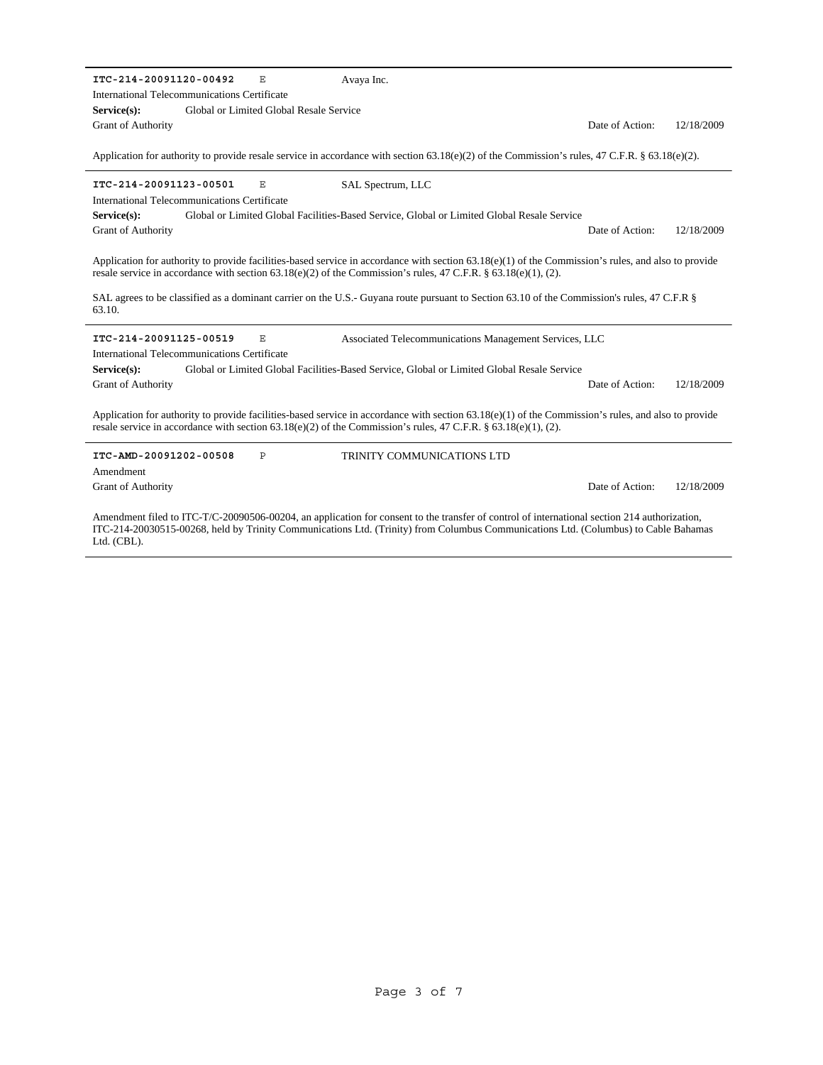---

**ITC-214-20091120-00492** E Avaya Inc.

International Telecommunications Certificate

**Service(s):** Global or Limited Global Resale Service

Grant of Authority — Date of Action: 12/18/2009

Application for authority to provide resale service in accordance with section 63.18(e)(2) of the Commission's rules, 47 C.F.R. § 63.18(e)(2).

---

**ITC-214-20091123-00501** E SAL Spectrum, LLC

International Telecommunications Certificate

**Service(s):** Global or Limited Global Facilities-Based Service, Global or Limited Global Resale Service

Grant of Authority — Date of Action: 12/18/2009

Application for authority to provide facilities-based service in accordance with section 63.18(e)(1) of the Commission's rules, and also to provide resale service in accordance with section 63.18(e)(2) of the Commission's rules, 47 C.F.R. § 63.18(e)(1), (2).

SAL agrees to be classified as a dominant carrier on the U.S.- Guyana route pursuant to Section 63.10 of the Commission's rules, 47 C.F.R § 63.10.

---

**ITC-214-20091125-00519** E Associated Telecommunications Management Services, LLC

International Telecommunications Certificate

**Service(s):** Global or Limited Global Facilities-Based Service, Global or Limited Global Resale Service

Grant of Authority — Date of Action: 12/18/2009

Application for authority to provide facilities-based service in accordance with section 63.18(e)(1) of the Commission's rules, and also to provide resale service in accordance with section 63.18(e)(2) of the Commission's rules, 47 C.F.R. § 63.18(e)(1), (2).

---

**ITC-AMD-20091202-00508** P TRINITY COMMUNICATIONS LTD

Amendment

Grant of Authority — Date of Action: 12/18/2009

Amendment filed to ITC-T/C-20090506-00204, an application for consent to the transfer of control of international section 214 authorization, ITC-214-20030515-00268, held by Trinity Communications Ltd. (Trinity) from Columbus Communications Ltd. (Columbus) to Cable Bahamas Ltd. (CBL).

---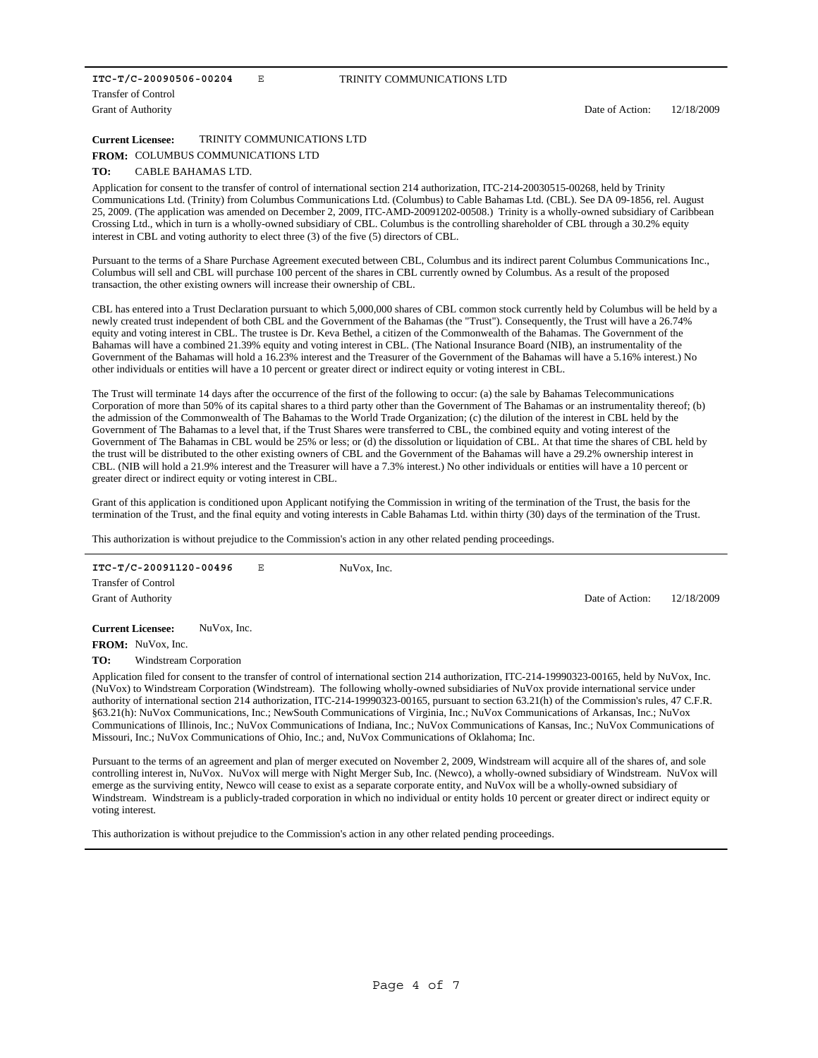**ITC-T/C-20090506-00204** E TRINITY COMMUNICATIONS LTD

Transfer of Control

Grant of Authority Date of Action: 12/18/2009

**Current Licensee:** TRINITY COMMUNICATIONS LTD

**FROM:** COLUMBUS COMMUNICATIONS LTD

**TO:** CABLE BAHAMAS LTD.

Application for consent to the transfer of control of international section 214 authorization, ITC-214-20030515-00268, held by Trinity Communications Ltd. (Trinity) from Columbus Communications Ltd. (Columbus) to Cable Bahamas Ltd. (CBL). See DA 09-1856, rel. August 25, 2009. (The application was amended on December 2, 2009, ITC-AMD-20091202-00508.) Trinity is a wholly-owned subsidiary of Caribbean Crossing Ltd., which in turn is a wholly-owned subsidiary of CBL. Columbus is the controlling shareholder of CBL through a 30.2% equity interest in CBL and voting authority to elect three (3) of the five (5) directors of CBL.

Pursuant to the terms of a Share Purchase Agreement executed between CBL, Columbus and its indirect parent Columbus Communications Inc., Columbus will sell and CBL will purchase 100 percent of the shares in CBL currently owned by Columbus. As a result of the proposed transaction, the other existing owners will increase their ownership of CBL.

CBL has entered into a Trust Declaration pursuant to which 5,000,000 shares of CBL common stock currently held by Columbus will be held by a newly created trust independent of both CBL and the Government of the Bahamas (the "Trust"). Consequently, the Trust will have a 26.74% equity and voting interest in CBL. The trustee is Dr. Keva Bethel, a citizen of the Commonwealth of the Bahamas. The Government of the Bahamas will have a combined 21.39% equity and voting interest in CBL. (The National Insurance Board (NIB), an instrumentality of the Government of the Bahamas will hold a 16.23% interest and the Treasurer of the Government of the Bahamas will have a 5.16% interest.) No other individuals or entities will have a 10 percent or greater direct or indirect equity or voting interest in CBL.

The Trust will terminate 14 days after the occurrence of the first of the following to occur: (a) the sale by Bahamas Telecommunications Corporation of more than 50% of its capital shares to a third party other than the Government of The Bahamas or an instrumentality thereof; (b) the admission of the Commonwealth of The Bahamas to the World Trade Organization; (c) the dilution of the interest in CBL held by the Government of The Bahamas to a level that, if the Trust Shares were transferred to CBL, the combined equity and voting interest of the Government of The Bahamas in CBL would be 25% or less; or (d) the dissolution or liquidation of CBL. At that time the shares of CBL held by the trust will be distributed to the other existing owners of CBL and the Government of the Bahamas will have a 29.2% ownership interest in CBL. (NIB will hold a 21.9% interest and the Treasurer will have a 7.3% interest.) No other individuals or entities will have a 10 percent or greater direct or indirect equity or voting interest in CBL.

Grant of this application is conditioned upon Applicant notifying the Commission in writing of the termination of the Trust, the basis for the termination of the Trust, and the final equity and voting interests in Cable Bahamas Ltd. within thirty (30) days of the termination of the Trust.

This authorization is without prejudice to the Commission's action in any other related pending proceedings.

---

**ITC-T/C-20091120-00496** E NuVox, Inc.

Transfer of Control

Grant of Authority Date of Action: 12/18/2009

**Current Licensee:** NuVox, Inc.

**FROM:** NuVox, Inc.

**TO:** Windstream Corporation

Application filed for consent to the transfer of control of international section 214 authorization, ITC-214-19990323-00165, held by NuVox, Inc. (NuVox) to Windstream Corporation (Windstream). The following wholly-owned subsidiaries of NuVox provide international service under authority of international section 214 authorization, ITC-214-19990323-00165, pursuant to section 63.21(h) of the Commission's rules, 47 C.F.R. §63.21(h): NuVox Communications, Inc.; NewSouth Communications of Virginia, Inc.; NuVox Communications of Arkansas, Inc.; NuVox Communications of Illinois, Inc.; NuVox Communications of Indiana, Inc.; NuVox Communications of Kansas, Inc.; NuVox Communications of Missouri, Inc.; NuVox Communications of Ohio, Inc.; and, NuVox Communications of Oklahoma; Inc.

Pursuant to the terms of an agreement and plan of merger executed on November 2, 2009, Windstream will acquire all of the shares of, and sole controlling interest in, NuVox. NuVox will merge with Night Merger Sub, Inc. (Newco), a wholly-owned subsidiary of Windstream. NuVox will emerge as the surviving entity, Newco will cease to exist as a separate corporate entity, and NuVox will be a wholly-owned subsidiary of Windstream. Windstream is a publicly-traded corporation in which no individual or entity holds 10 percent or greater direct or indirect equity or voting interest.

This authorization is without prejudice to the Commission's action in any other related pending proceedings.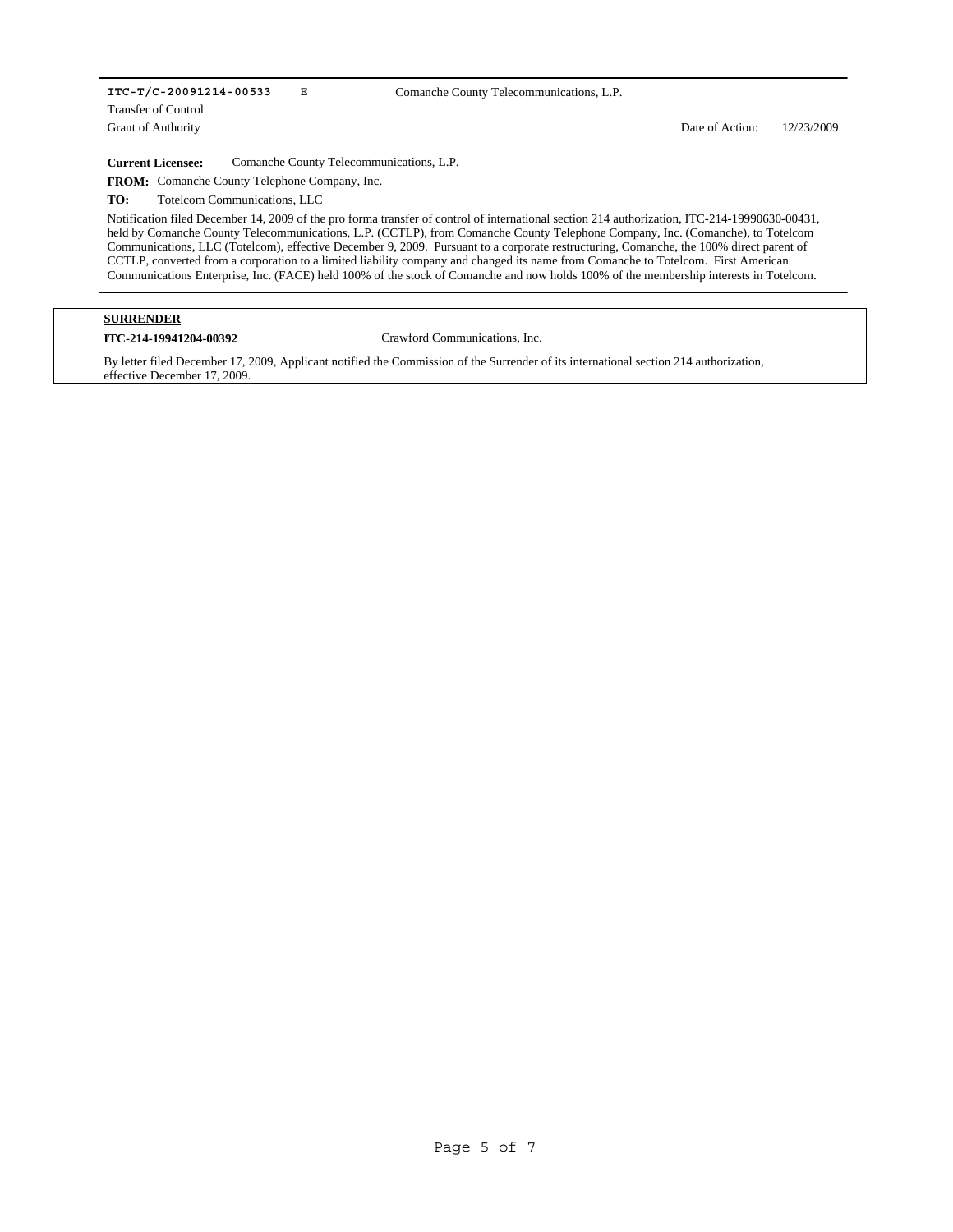**ITC-T/C-20091214-00533** E Comanche County Telecommunications, L.P.

Transfer of Control

Grant of Authority Date of Action: 12/23/2009

**Current Licensee:** Comanche County Telecommunications, L.P.

**FROM:** Comanche County Telephone Company, Inc.

**TO:** Totelcom Communications, LLC

Notification filed December 14, 2009 of the pro forma transfer of control of international section 214 authorization, ITC-214-19990630-00431, held by Comanche County Telecommunications, L.P. (CCTLP), from Comanche County Telephone Company, Inc. (Comanche), to Totelcom Communications, LLC (Totelcom), effective December 9, 2009. Pursuant to a corporate restructuring, Comanche, the 100% direct parent of CCTLP, converted from a corporation to a limited liability company and changed its name from Comanche to Totelcom. First American Communications Enterprise, Inc. (FACE) held 100% of the stock of Comanche and now holds 100% of the membership interests in Totelcom.

---

**SURRENDER**

**ITC-214-19941204-00392** Crawford Communications, Inc.

By letter filed December 17, 2009, Applicant notified the Commission of the Surrender of its international section 214 authorization, effective December 17, 2009.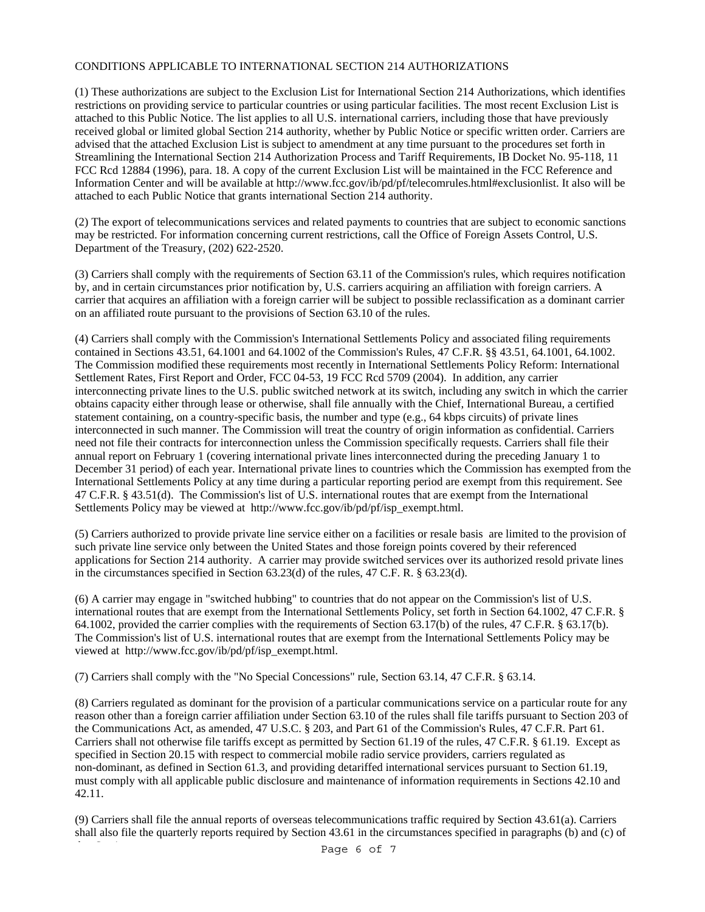CONDITIONS APPLICABLE TO INTERNATIONAL SECTION 214 AUTHORIZATIONS

(1) These authorizations are subject to the Exclusion List for International Section 214 Authorizations, which identifies restrictions on providing service to particular countries or using particular facilities. The most recent Exclusion List is attached to this Public Notice. The list applies to all U.S. international carriers, including those that have previously received global or limited global Section 214 authority, whether by Public Notice or specific written order. Carriers are advised that the attached Exclusion List is subject to amendment at any time pursuant to the procedures set forth in Streamlining the International Section 214 Authorization Process and Tariff Requirements, IB Docket No. 95-118, 11 FCC Rcd 12884 (1996), para. 18. A copy of the current Exclusion List will be maintained in the FCC Reference and Information Center and will be available at http://www.fcc.gov/ib/pd/pf/telecomrules.html#exclusionlist. It also will be attached to each Public Notice that grants international Section 214 authority.

(2) The export of telecommunications services and related payments to countries that are subject to economic sanctions may be restricted. For information concerning current restrictions, call the Office of Foreign Assets Control, U.S. Department of the Treasury, (202) 622-2520.

(3) Carriers shall comply with the requirements of Section 63.11 of the Commission's rules, which requires notification by, and in certain circumstances prior notification by, U.S. carriers acquiring an affiliation with foreign carriers. A carrier that acquires an affiliation with a foreign carrier will be subject to possible reclassification as a dominant carrier on an affiliated route pursuant to the provisions of Section 63.10 of the rules.

(4) Carriers shall comply with the Commission's International Settlements Policy and associated filing requirements contained in Sections 43.51, 64.1001 and 64.1002 of the Commission's Rules, 47 C.F.R. §§ 43.51, 64.1001, 64.1002. The Commission modified these requirements most recently in International Settlements Policy Reform: International Settlement Rates, First Report and Order, FCC 04-53, 19 FCC Rcd 5709 (2004). In addition, any carrier interconnecting private lines to the U.S. public switched network at its switch, including any switch in which the carrier obtains capacity either through lease or otherwise, shall file annually with the Chief, International Bureau, a certified statement containing, on a country-specific basis, the number and type (e.g., 64 kbps circuits) of private lines interconnected in such manner. The Commission will treat the country of origin information as confidential. Carriers need not file their contracts for interconnection unless the Commission specifically requests. Carriers shall file their annual report on February 1 (covering international private lines interconnected during the preceding January 1 to December 31 period) of each year. International private lines to countries which the Commission has exempted from the International Settlements Policy at any time during a particular reporting period are exempt from this requirement. See 47 C.F.R. § 43.51(d). The Commission's list of U.S. international routes that are exempt from the International Settlements Policy may be viewed at http://www.fcc.gov/ib/pd/pf/isp_exempt.html.

(5) Carriers authorized to provide private line service either on a facilities or resale basis are limited to the provision of such private line service only between the United States and those foreign points covered by their referenced applications for Section 214 authority. A carrier may provide switched services over its authorized resold private lines in the circumstances specified in Section 63.23(d) of the rules, 47 C. F. R. § 63.23(d).

(6) A carrier may engage in "switched hubbing" to countries that do not appear on the Commission's list of U.S. international routes that are exempt from the International Settlements Policy, set forth in Section 64.1002, 47 C.F.R. § 64.1002, provided the carrier complies with the requirements of Section 63.17(b) of the rules, 47 C.F.R. § 63.17(b). The Commission's list of U.S. international routes that are exempt from the International Settlements Policy may be viewed at http://www.fcc.gov/ib/pd/pf/isp_exempt.html.

(7) Carriers shall comply with the "No Special Concessions" rule, Section 63.14, 47 C.F.R. § 63.14.

(8) Carriers regulated as dominant for the provision of a particular communications service on a particular route for any reason other than a foreign carrier affiliation under Section 63.10 of the rules shall file tariffs pursuant to Section 203 of the Communications Act, as amended, 47 U.S.C. § 203, and Part 61 of the Commission's Rules, 47 C.F.R. Part 61. Carriers shall not otherwise file tariffs except as permitted by Section 61.19 of the rules, 47 C.F.R. § 61.19. Except as specified in Section 20.15 with respect to commercial mobile radio service providers, carriers regulated as non-dominant, as defined in Section 61.3, and providing detariffed international services pursuant to Section 61.19, must comply with all applicable public disclosure and maintenance of information requirements in Sections 42.10 and 42.11.

(9) Carriers shall file the annual reports of overseas telecommunications traffic required by Section 43.61(a). Carriers shall also file the quarterly reports required by Section 43.61 in the circumstances specified in paragraphs (b) and (c) of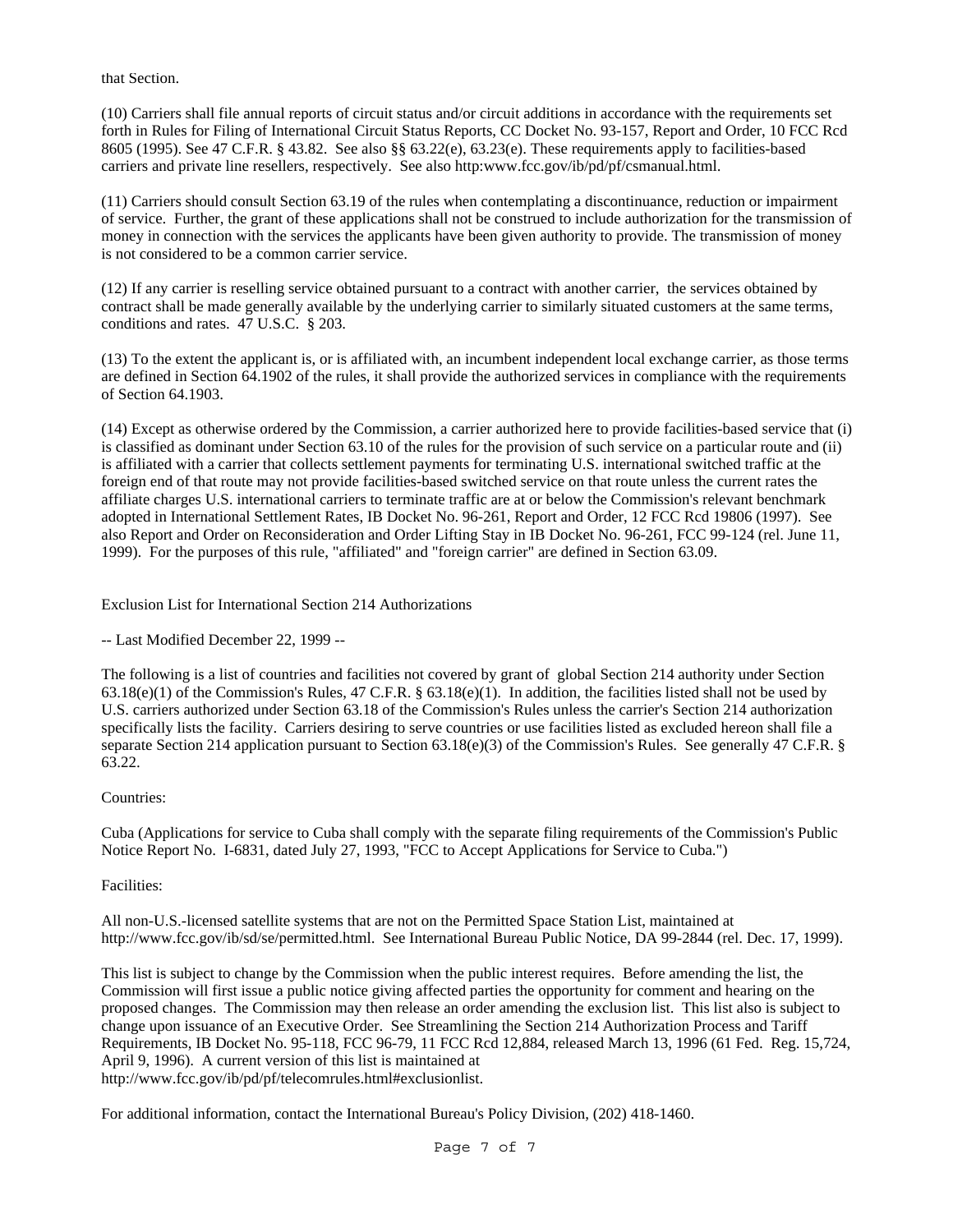that Section.

(10) Carriers shall file annual reports of circuit status and/or circuit additions in accordance with the requirements set forth in Rules for Filing of International Circuit Status Reports, CC Docket No. 93-157, Report and Order, 10 FCC Rcd 8605 (1995). See 47 C.F.R. § 43.82. See also §§ 63.22(e), 63.23(e). These requirements apply to facilities-based carriers and private line resellers, respectively. See also http:www.fcc.gov/ib/pd/pf/csmanual.html.

(11) Carriers should consult Section 63.19 of the rules when contemplating a discontinuance, reduction or impairment of service. Further, the grant of these applications shall not be construed to include authorization for the transmission of money in connection with the services the applicants have been given authority to provide. The transmission of money is not considered to be a common carrier service.

(12) If any carrier is reselling service obtained pursuant to a contract with another carrier, the services obtained by contract shall be made generally available by the underlying carrier to similarly situated customers at the same terms, conditions and rates. 47 U.S.C. § 203.

(13) To the extent the applicant is, or is affiliated with, an incumbent independent local exchange carrier, as those terms are defined in Section 64.1902 of the rules, it shall provide the authorized services in compliance with the requirements of Section 64.1903.

(14) Except as otherwise ordered by the Commission, a carrier authorized here to provide facilities-based service that (i) is classified as dominant under Section 63.10 of the rules for the provision of such service on a particular route and (ii) is affiliated with a carrier that collects settlement payments for terminating U.S. international switched traffic at the foreign end of that route may not provide facilities-based switched service on that route unless the current rates the affiliate charges U.S. international carriers to terminate traffic are at or below the Commission's relevant benchmark adopted in International Settlement Rates, IB Docket No. 96-261, Report and Order, 12 FCC Rcd 19806 (1997). See also Report and Order on Reconsideration and Order Lifting Stay in IB Docket No. 96-261, FCC 99-124 (rel. June 11, 1999). For the purposes of this rule, "affiliated" and "foreign carrier" are defined in Section 63.09.

## Exclusion List for International Section 214 Authorizations

-- Last Modified December 22, 1999 --

The following is a list of countries and facilities not covered by grant of global Section 214 authority under Section 63.18(e)(1) of the Commission's Rules, 47 C.F.R. § 63.18(e)(1). In addition, the facilities listed shall not be used by U.S. carriers authorized under Section 63.18 of the Commission's Rules unless the carrier's Section 214 authorization specifically lists the facility. Carriers desiring to serve countries or use facilities listed as excluded hereon shall file a separate Section 214 application pursuant to Section 63.18(e)(3) of the Commission's Rules. See generally 47 C.F.R. § 63.22.

Countries:

Cuba (Applications for service to Cuba shall comply with the separate filing requirements of the Commission's Public Notice Report No. I-6831, dated July 27, 1993, "FCC to Accept Applications for Service to Cuba.")

Facilities:

All non-U.S.-licensed satellite systems that are not on the Permitted Space Station List, maintained at http://www.fcc.gov/ib/sd/se/permitted.html. See International Bureau Public Notice, DA 99-2844 (rel. Dec. 17, 1999).

This list is subject to change by the Commission when the public interest requires. Before amending the list, the Commission will first issue a public notice giving affected parties the opportunity for comment and hearing on the proposed changes. The Commission may then release an order amending the exclusion list. This list also is subject to change upon issuance of an Executive Order. See Streamlining the Section 214 Authorization Process and Tariff Requirements, IB Docket No. 95-118, FCC 96-79, 11 FCC Rcd 12,884, released March 13, 1996 (61 Fed. Reg. 15,724, April 9, 1996). A current version of this list is maintained at http://www.fcc.gov/ib/pd/pf/telecomrules.html#exclusionlist.

For additional information, contact the International Bureau's Policy Division, (202) 418-1460.